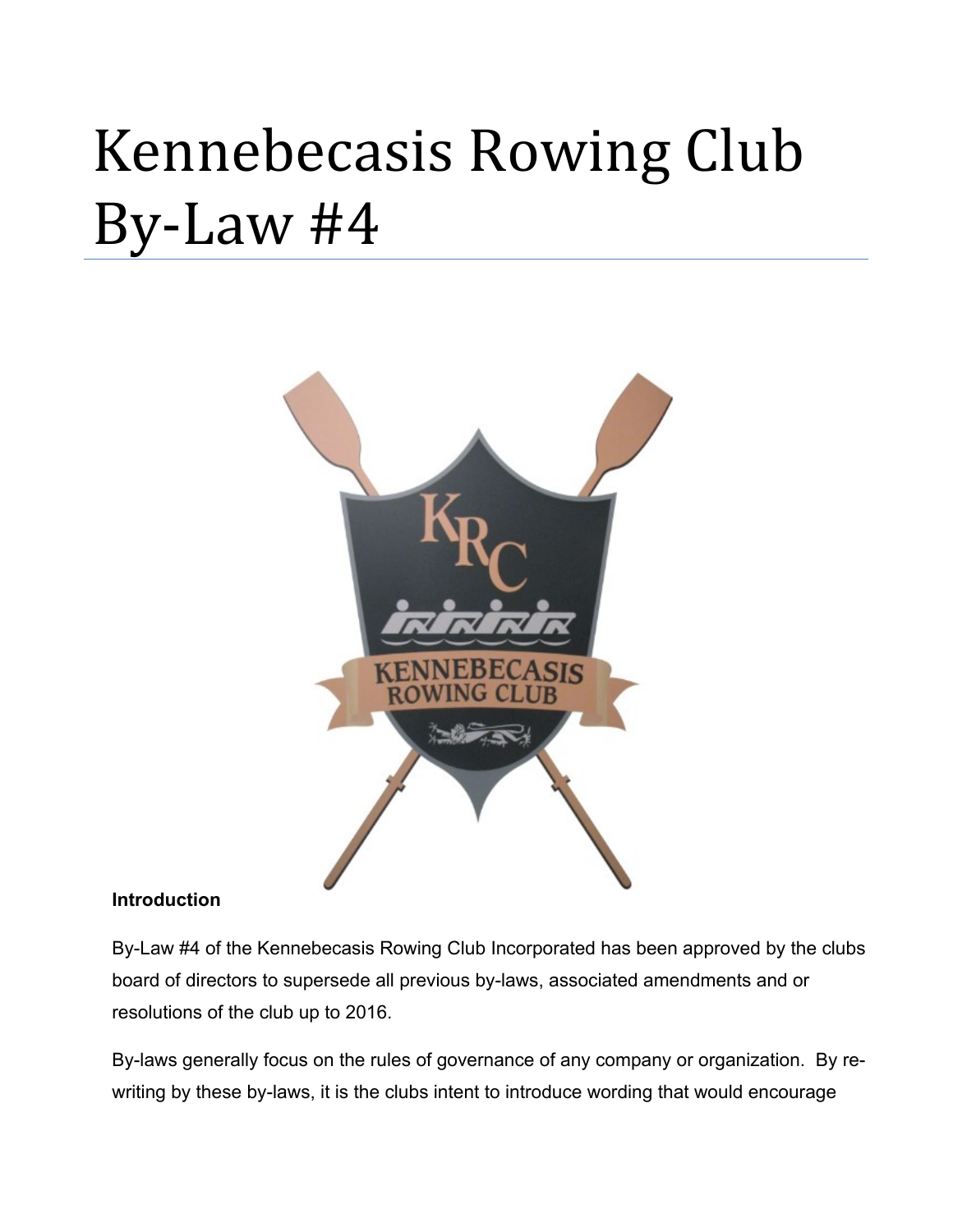# Kennebecasis Rowing Club By-Law #4

**Introduction**

By-Law #4 of the Kennebecasis Rowing Club Incorporated has been approved by the clubs board of directors to supersede all previous by-laws, associated amendments and or resolutions of the club up to 2016.

By-laws generally focus on the rules of governance of any company or organization. By re-writing by these by-laws, it is the clubs intent to introduce wording that would encourage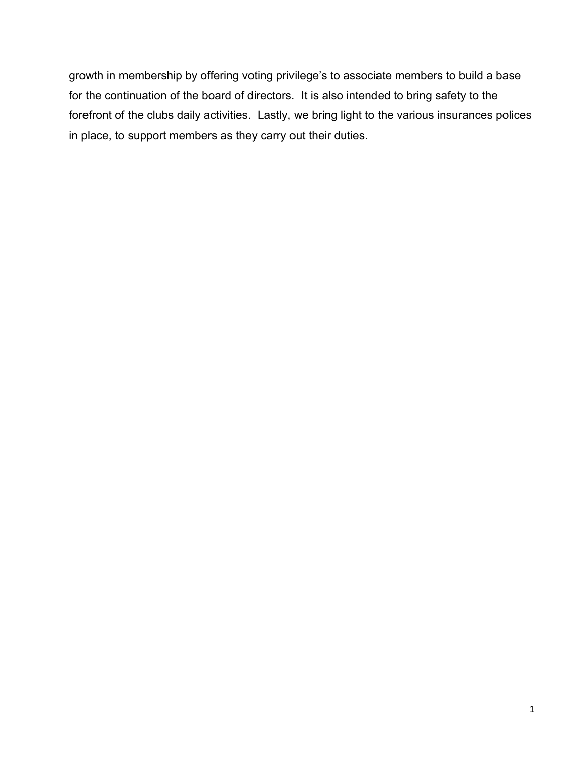growth in membership by offering voting privilege's to associate members to build a base for the continuation of the board of directors.  It is also intended to bring safety to the forefront of the clubs daily activities.  Lastly, we bring light to the various insurances polices in place, to support members as they carry out their duties.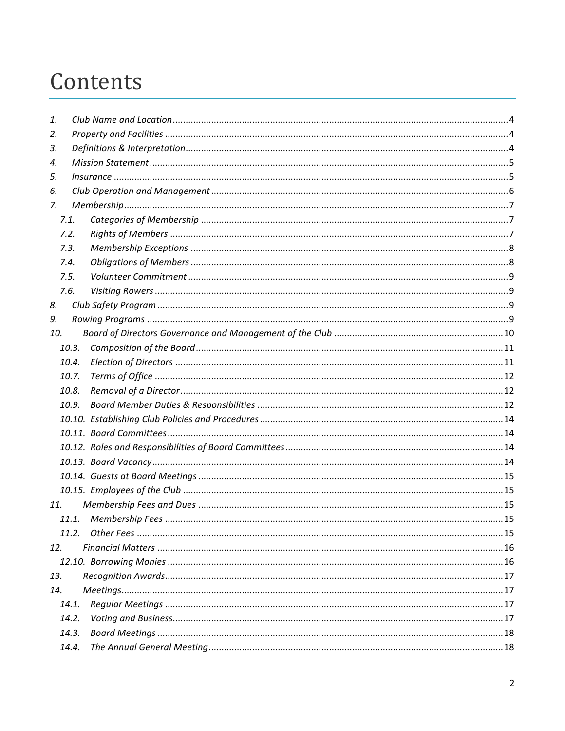# Contents

1. *Club Name and Location* .......... 4
2. *Property and Facilities* .......... 4
3. *Definitions & Interpretation* .......... 4
4. *Mission Statement* .......... 5
5. *Insurance* .......... 5
6. *Club Operation and Management* .......... 6
7. *Membership* .......... 7
   - 7.1. *Categories of Membership* .......... 7
   - 7.2. *Rights of Members* .......... 7
   - 7.3. *Membership Exceptions* .......... 8
   - 7.4. *Obligations of Members* .......... 8
   - 7.5. *Volunteer Commitment* .......... 9
   - 7.6. *Visiting Rowers* .......... 9
8. *Club Safety Program* .......... 9
9. *Rowing Programs* .......... 9
10. *Board of Directors Governance and Management of the Club* .......... 10
    - 10.3. *Composition of the Board* .......... 11
    - 10.4. *Election of Directors* .......... 11
    - 10.7. *Terms of Office* .......... 12
    - 10.8. *Removal of a Director* .......... 12
    - 10.9. *Board Member Duties & Responsibilities* .......... 12
    - 10.10. *Establishing Club Policies and Procedures* .......... 14
    - 10.11. *Board Committees* .......... 14
    - 10.12. *Roles and Responsibilities of Board Committees* .......... 14
    - 10.13. *Board Vacancy* .......... 14
    - 10.14. *Guests at Board Meetings* .......... 15
    - 10.15. *Employees of the Club* .......... 15
11. *Membership Fees and Dues* .......... 15
    - 11.1. *Membership Fees* .......... 15
    - 11.2. *Other Fees* .......... 15
12. *Financial Matters* .......... 16
    - 12.10. *Borrowing Monies* .......... 16
13. *Recognition Awards* .......... 17
14. *Meetings* .......... 17
    - 14.1. *Regular Meetings* .......... 17
    - 14.2. *Voting and Business* .......... 17
    - 14.3. *Board Meetings* .......... 18
    - 14.4. *The Annual General Meeting* .......... 18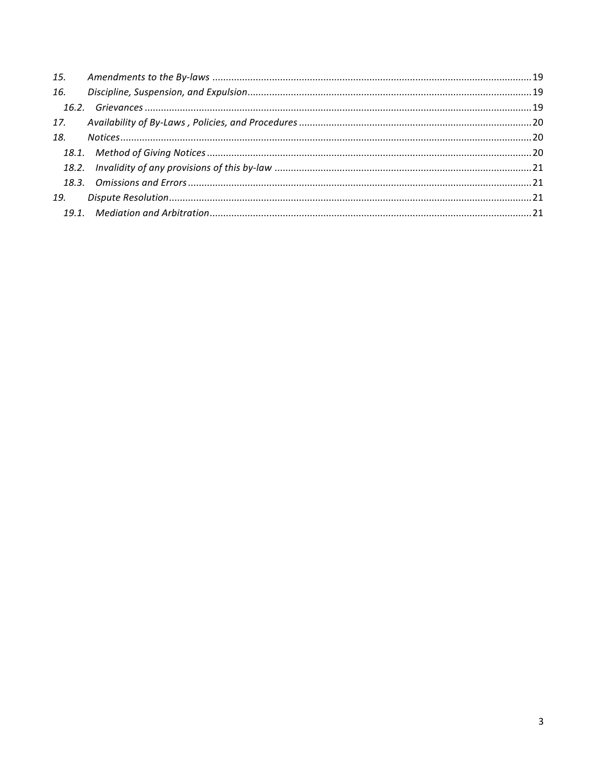| | | |
|---|---|---|
| *15.* | *Amendments to the By-laws* | 19 |
| *16.* | *Discipline, Suspension, and Expulsion* | 19 |
| *16.2.* | *Grievances* | 19 |
| *17.* | *Availability of By-Laws , Policies, and Procedures* | 20 |
| *18.* | *Notices* | 20 |
| *18.1.* | *Method of Giving Notices* | 20 |
| *18.2.* | *Invalidity of any provisions of this by-law* | 21 |
| *18.3.* | *Omissions and Errors* | 21 |
| *19.* | *Dispute Resolution* | 21 |
| *19.1.* | *Mediation and Arbitration* | 21 |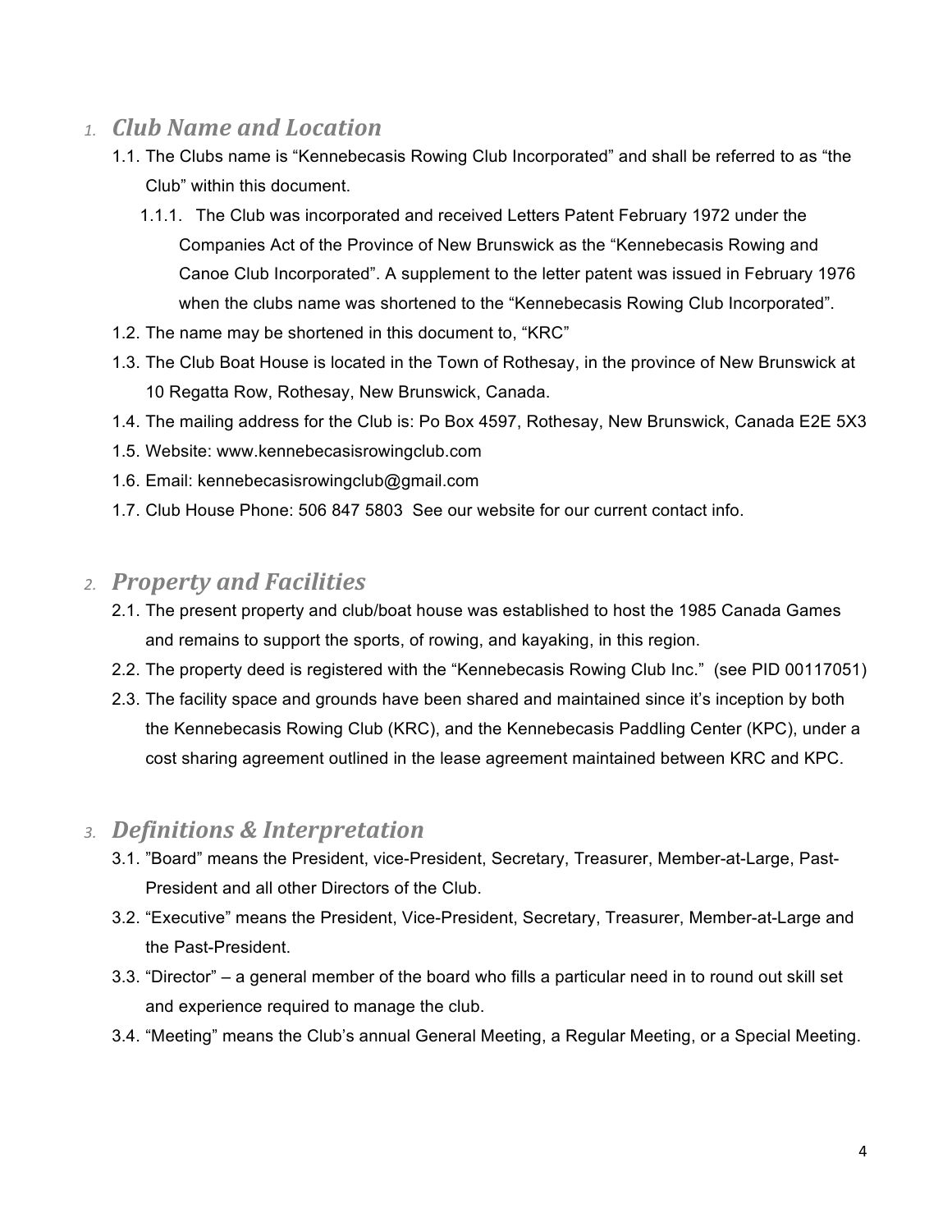## 1. *Club Name and Location*

1.1. The Clubs name is "Kennebecasis Rowing Club Incorporated" and shall be referred to as "the Club" within this document.

1.1.1. The Club was incorporated and received Letters Patent February 1972 under the Companies Act of the Province of New Brunswick as the "Kennebecasis Rowing and Canoe Club Incorporated". A supplement to the letter patent was issued in February 1976 when the clubs name was shortened to the "Kennebecasis Rowing Club Incorporated".

1.2. The name may be shortened in this document to, "KRC"

1.3. The Club Boat House is located in the Town of Rothesay, in the province of New Brunswick at 10 Regatta Row, Rothesay, New Brunswick, Canada.

1.4. The mailing address for the Club is: Po Box 4597, Rothesay, New Brunswick, Canada E2E 5X3

1.5. Website: www.kennebecasisrowingclub.com

1.6. Email: kennebecasisrowingclub@gmail.com

1.7. Club House Phone: 506 847 5803 See our website for our current contact info.

## 2. *Property and Facilities*

2.1. The present property and club/boat house was established to host the 1985 Canada Games and remains to support the sports, of rowing, and kayaking, in this region.

2.2. The property deed is registered with the "Kennebecasis Rowing Club Inc." (see PID 00117051)

2.3. The facility space and grounds have been shared and maintained since it's inception by both the Kennebecasis Rowing Club (KRC), and the Kennebecasis Paddling Center (KPC), under a cost sharing agreement outlined in the lease agreement maintained between KRC and KPC.

## 3. *Definitions & Interpretation*

3.1. "Board" means the President, vice-President, Secretary, Treasurer, Member-at-Large, Past-President and all other Directors of the Club.

3.2. "Executive" means the President, Vice-President, Secretary, Treasurer, Member-at-Large and the Past-President.

3.3. "Director" – a general member of the board who fills a particular need in to round out skill set and experience required to manage the club.

3.4. "Meeting" means the Club's annual General Meeting, a Regular Meeting, or a Special Meeting.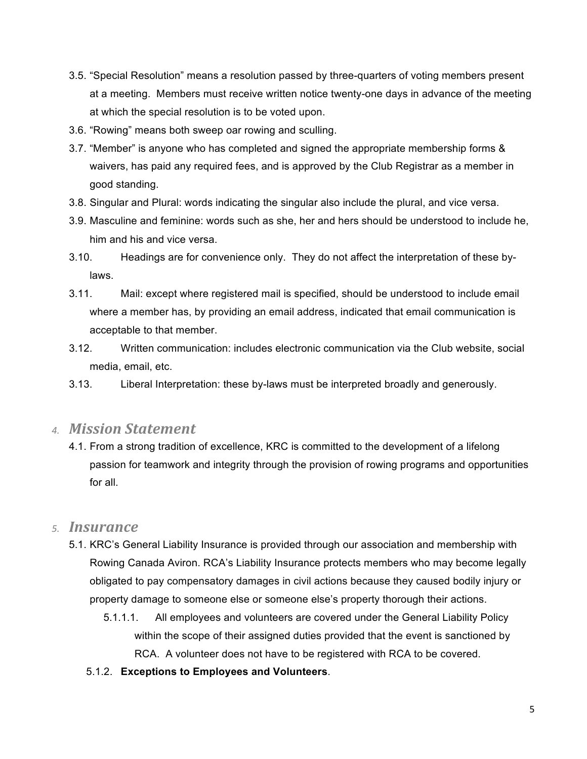3.5. “Special Resolution” means a resolution passed by three-quarters of voting members present at a meeting. Members must receive written notice twenty-one days in advance of the meeting at which the special resolution is to be voted upon.

3.6. “Rowing” means both sweep oar rowing and sculling.

3.7. “Member” is anyone who has completed and signed the appropriate membership forms & waivers, has paid any required fees, and is approved by the Club Registrar as a member in good standing.

3.8. Singular and Plural: words indicating the singular also include the plural, and vice versa.

3.9. Masculine and feminine: words such as she, her and hers should be understood to include he, him and his and vice versa.

3.10. Headings are for convenience only. They do not affect the interpretation of these by-laws.

3.11. Mail: except where registered mail is specified, should be understood to include email where a member has, by providing an email address, indicated that email communication is acceptable to that member.

3.12. Written communication: includes electronic communication via the Club website, social media, email, etc.

3.13. Liberal Interpretation: these by-laws must be interpreted broadly and generously.

## 4. *Mission Statement*

4.1. From a strong tradition of excellence, KRC is committed to the development of a lifelong passion for teamwork and integrity through the provision of rowing programs and opportunities for all.

## 5. *Insurance*

5.1. KRC’s General Liability Insurance is provided through our association and membership with Rowing Canada Aviron. RCA’s Liability Insurance protects members who may become legally obligated to pay compensatory damages in civil actions because they caused bodily injury or property damage to someone else or someone else’s property thorough their actions.

5.1.1.1. All employees and volunteers are covered under the General Liability Policy within the scope of their assigned duties provided that the event is sanctioned by RCA. A volunteer does not have to be registered with RCA to be covered.

5.1.2. **Exceptions to Employees and Volunteers**.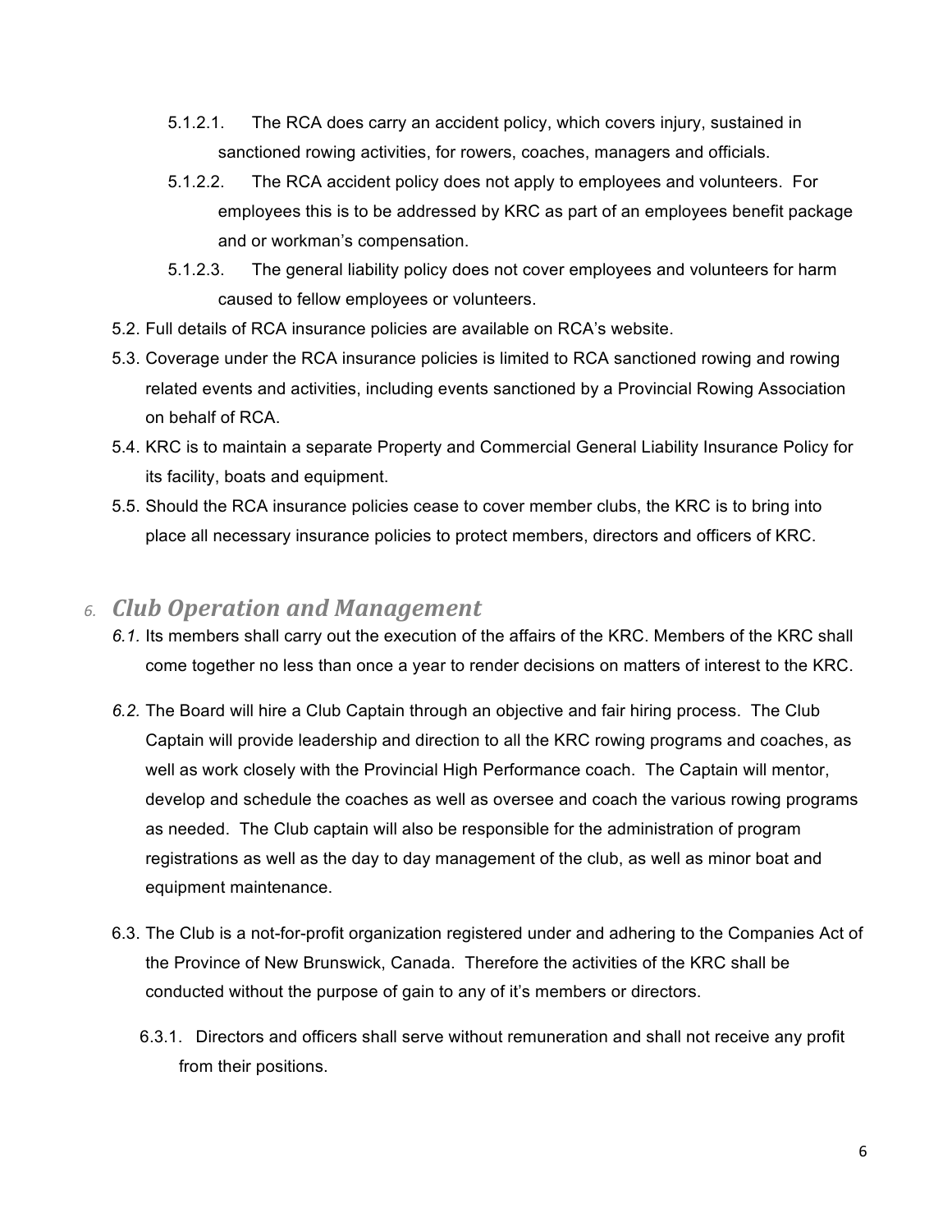5.1.2.1. The RCA does carry an accident policy, which covers injury, sustained in sanctioned rowing activities, for rowers, coaches, managers and officials.

5.1.2.2. The RCA accident policy does not apply to employees and volunteers. For employees this is to be addressed by KRC as part of an employees benefit package and or workman's compensation.

5.1.2.3. The general liability policy does not cover employees and volunteers for harm caused to fellow employees or volunteers.

5.2. Full details of RCA insurance policies are available on RCA's website.

5.3. Coverage under the RCA insurance policies is limited to RCA sanctioned rowing and rowing related events and activities, including events sanctioned by a Provincial Rowing Association on behalf of RCA.

5.4. KRC is to maintain a separate Property and Commercial General Liability Insurance Policy for its facility, boats and equipment.

5.5. Should the RCA insurance policies cease to cover member clubs, the KRC is to bring into place all necessary insurance policies to protect members, directors and officers of KRC.

## 6. *Club Operation and Management*

*6.1.* Its members shall carry out the execution of the affairs of the KRC. Members of the KRC shall come together no less than once a year to render decisions on matters of interest to the KRC.

*6.2.* The Board will hire a Club Captain through an objective and fair hiring process. The Club Captain will provide leadership and direction to all the KRC rowing programs and coaches, as well as work closely with the Provincial High Performance coach. The Captain will mentor, develop and schedule the coaches as well as oversee and coach the various rowing programs as needed. The Club captain will also be responsible for the administration of program registrations as well as the day to day management of the club, as well as minor boat and equipment maintenance.

6.3. The Club is a not-for-profit organization registered under and adhering to the Companies Act of the Province of New Brunswick, Canada. Therefore the activities of the KRC shall be conducted without the purpose of gain to any of it's members or directors.

6.3.1. Directors and officers shall serve without remuneration and shall not receive any profit from their positions.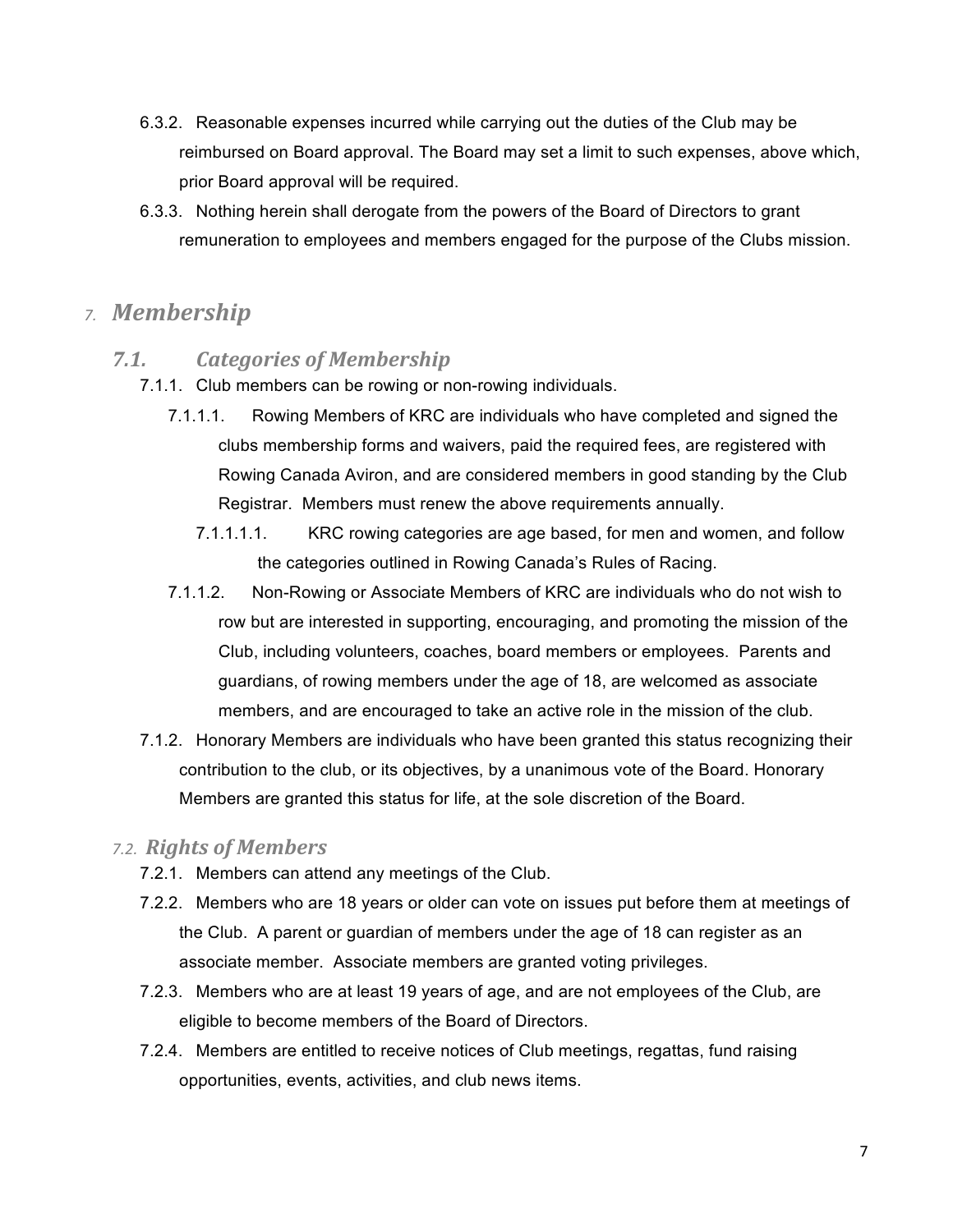6.3.2. Reasonable expenses incurred while carrying out the duties of the Club may be reimbursed on Board approval. The Board may set a limit to such expenses, above which, prior Board approval will be required.

6.3.3. Nothing herein shall derogate from the powers of the Board of Directors to grant remuneration to employees and members engaged for the purpose of the Clubs mission.

## 7. *Membership*

### 7.1. *Categories of Membership*

7.1.1. Club members can be rowing or non-rowing individuals.

7.1.1.1. Rowing Members of KRC are individuals who have completed and signed the clubs membership forms and waivers, paid the required fees, are registered with Rowing Canada Aviron, and are considered members in good standing by the Club Registrar. Members must renew the above requirements annually.

7.1.1.1.1. KRC rowing categories are age based, for men and women, and follow the categories outlined in Rowing Canada's Rules of Racing.

7.1.1.2. Non-Rowing or Associate Members of KRC are individuals who do not wish to row but are interested in supporting, encouraging, and promoting the mission of the Club, including volunteers, coaches, board members or employees. Parents and guardians, of rowing members under the age of 18, are welcomed as associate members, and are encouraged to take an active role in the mission of the club.

7.1.2. Honorary Members are individuals who have been granted this status recognizing their contribution to the club, or its objectives, by a unanimous vote of the Board. Honorary Members are granted this status for life, at the sole discretion of the Board.

### 7.2. *Rights of Members*

7.2.1. Members can attend any meetings of the Club.

7.2.2. Members who are 18 years or older can vote on issues put before them at meetings of the Club. A parent or guardian of members under the age of 18 can register as an associate member. Associate members are granted voting privileges.

7.2.3. Members who are at least 19 years of age, and are not employees of the Club, are eligible to become members of the Board of Directors.

7.2.4. Members are entitled to receive notices of Club meetings, regattas, fund raising opportunities, events, activities, and club news items.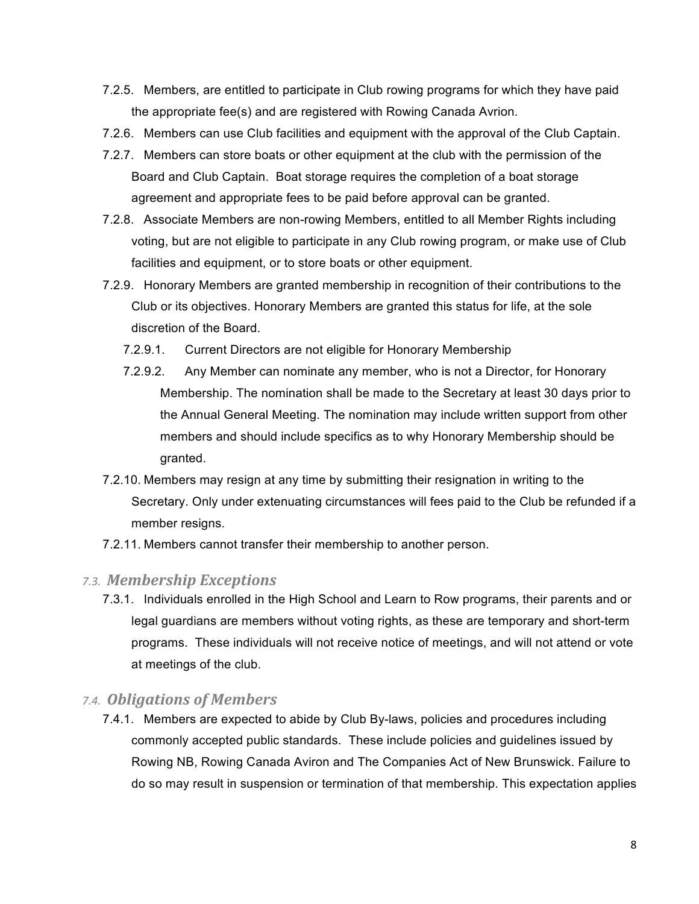7.2.5. Members, are entitled to participate in Club rowing programs for which they have paid the appropriate fee(s) and are registered with Rowing Canada Avrion.

7.2.6. Members can use Club facilities and equipment with the approval of the Club Captain.

7.2.7. Members can store boats or other equipment at the club with the permission of the Board and Club Captain. Boat storage requires the completion of a boat storage agreement and appropriate fees to be paid before approval can be granted.

7.2.8. Associate Members are non-rowing Members, entitled to all Member Rights including voting, but are not eligible to participate in any Club rowing program, or make use of Club facilities and equipment, or to store boats or other equipment.

7.2.9. Honorary Members are granted membership in recognition of their contributions to the Club or its objectives. Honorary Members are granted this status for life, at the sole discretion of the Board.

7.2.9.1. Current Directors are not eligible for Honorary Membership

7.2.9.2. Any Member can nominate any member, who is not a Director, for Honorary Membership. The nomination shall be made to the Secretary at least 30 days prior to the Annual General Meeting. The nomination may include written support from other members and should include specifics as to why Honorary Membership should be granted.

7.2.10. Members may resign at any time by submitting their resignation in writing to the Secretary. Only under extenuating circumstances will fees paid to the Club be refunded if a member resigns.

7.2.11. Members cannot transfer their membership to another person.

## 7.3. *Membership Exceptions*

7.3.1. Individuals enrolled in the High School and Learn to Row programs, their parents and or legal guardians are members without voting rights, as these are temporary and short-term programs. These individuals will not receive notice of meetings, and will not attend or vote at meetings of the club.

## 7.4. *Obligations of Members*

7.4.1. Members are expected to abide by Club By-laws, policies and procedures including commonly accepted public standards. These include policies and guidelines issued by Rowing NB, Rowing Canada Aviron and The Companies Act of New Brunswick. Failure to do so may result in suspension or termination of that membership. This expectation applies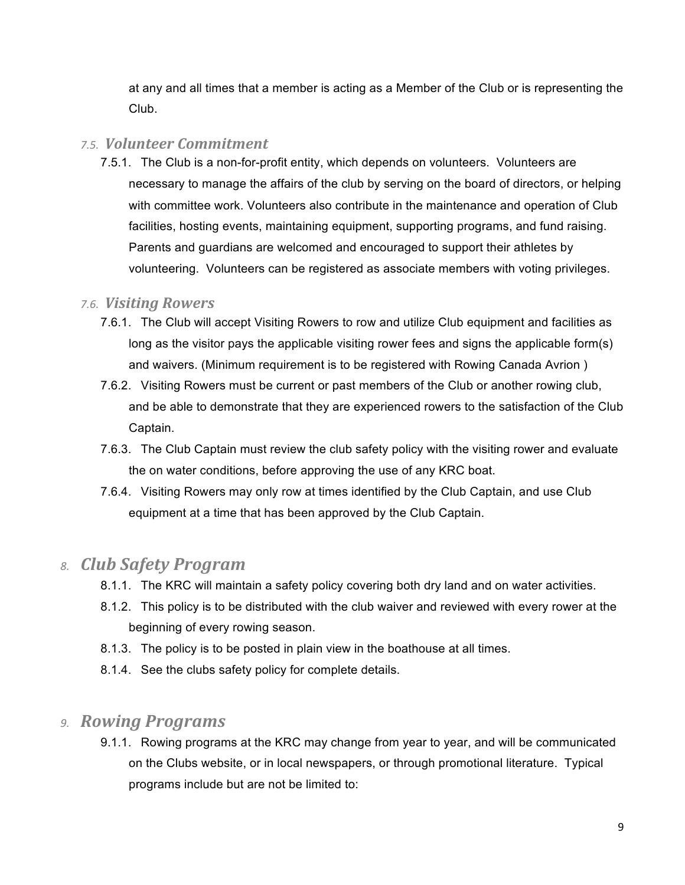at any and all times that a member is acting as a Member of the Club or is representing the Club.

### 7.5. *Volunteer Commitment*

7.5.1. The Club is a non-for-profit entity, which depends on volunteers. Volunteers are necessary to manage the affairs of the club by serving on the board of directors, or helping with committee work. Volunteers also contribute in the maintenance and operation of Club facilities, hosting events, maintaining equipment, supporting programs, and fund raising. Parents and guardians are welcomed and encouraged to support their athletes by volunteering. Volunteers can be registered as associate members with voting privileges.

### 7.6. *Visiting Rowers*

7.6.1. The Club will accept Visiting Rowers to row and utilize Club equipment and facilities as long as the visitor pays the applicable visiting rower fees and signs the applicable form(s) and waivers. (Minimum requirement is to be registered with Rowing Canada Avrion )

7.6.2. Visiting Rowers must be current or past members of the Club or another rowing club, and be able to demonstrate that they are experienced rowers to the satisfaction of the Club Captain.

7.6.3. The Club Captain must review the club safety policy with the visiting rower and evaluate the on water conditions, before approving the use of any KRC boat.

7.6.4. Visiting Rowers may only row at times identified by the Club Captain, and use Club equipment at a time that has been approved by the Club Captain.

## 8. *Club Safety Program*

8.1.1. The KRC will maintain a safety policy covering both dry land and on water activities.

8.1.2. This policy is to be distributed with the club waiver and reviewed with every rower at the beginning of every rowing season.

8.1.3. The policy is to be posted in plain view in the boathouse at all times.

8.1.4. See the clubs safety policy for complete details.

## 9. *Rowing Programs*

9.1.1. Rowing programs at the KRC may change from year to year, and will be communicated on the Clubs website, or in local newspapers, or through promotional literature. Typical programs include but are not be limited to: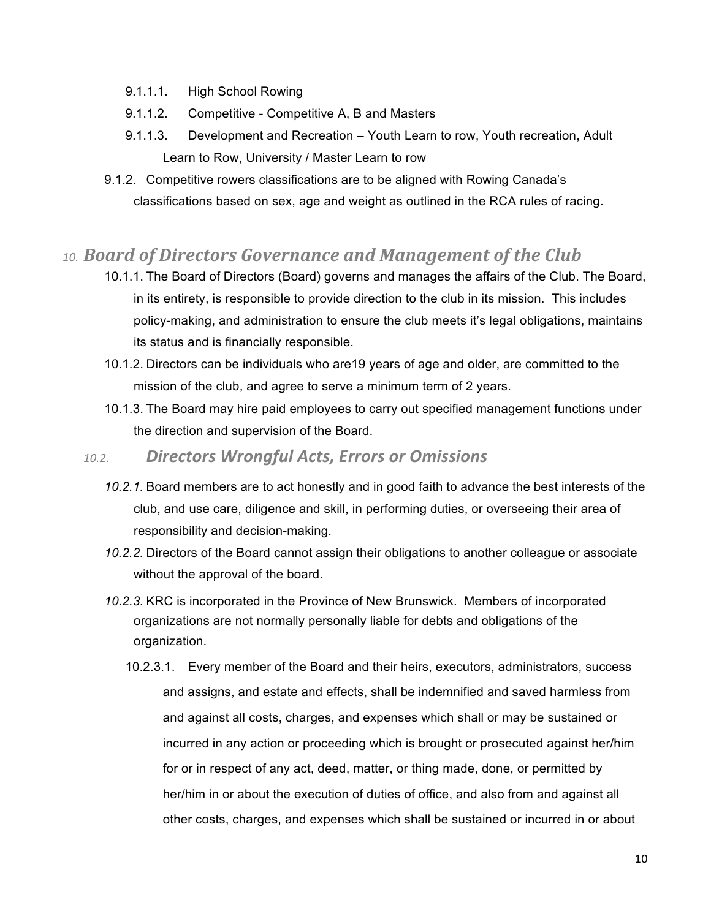- 9.1.1.1. High School Rowing
- 9.1.1.2. Competitive - Competitive A, B and Masters
- 9.1.1.3. Development and Recreation – Youth Learn to row, Youth recreation, Adult Learn to Row, University / Master Learn to row

9.1.2. Competitive rowers classifications are to be aligned with Rowing Canada's classifications based on sex, age and weight as outlined in the RCA rules of racing.

## 10. *Board of Directors Governance and Management of the Club*

10.1.1. The Board of Directors (Board) governs and manages the affairs of the Club. The Board, in its entirety, is responsible to provide direction to the club in its mission. This includes policy-making, and administration to ensure the club meets it's legal obligations, maintains its status and is financially responsible.

10.1.2. Directors can be individuals who are19 years of age and older, are committed to the mission of the club, and agree to serve a minimum term of 2 years.

10.1.3. The Board may hire paid employees to carry out specified management functions under the direction and supervision of the Board.

### 10.2. *Directors Wrongful Acts, Errors or Omissions*

*10.2.1.* Board members are to act honestly and in good faith to advance the best interests of the club, and use care, diligence and skill, in performing duties, or overseeing their area of responsibility and decision-making.

*10.2.2.* Directors of the Board cannot assign their obligations to another colleague or associate without the approval of the board.

*10.2.3.* KRC is incorporated in the Province of New Brunswick. Members of incorporated organizations are not normally personally liable for debts and obligations of the organization.

10.2.3.1. Every member of the Board and their heirs, executors, administrators, success and assigns, and estate and effects, shall be indemnified and saved harmless from and against all costs, charges, and expenses which shall or may be sustained or incurred in any action or proceeding which is brought or prosecuted against her/him for or in respect of any act, deed, matter, or thing made, done, or permitted by her/him in or about the execution of duties of office, and also from and against all other costs, charges, and expenses which shall be sustained or incurred in or about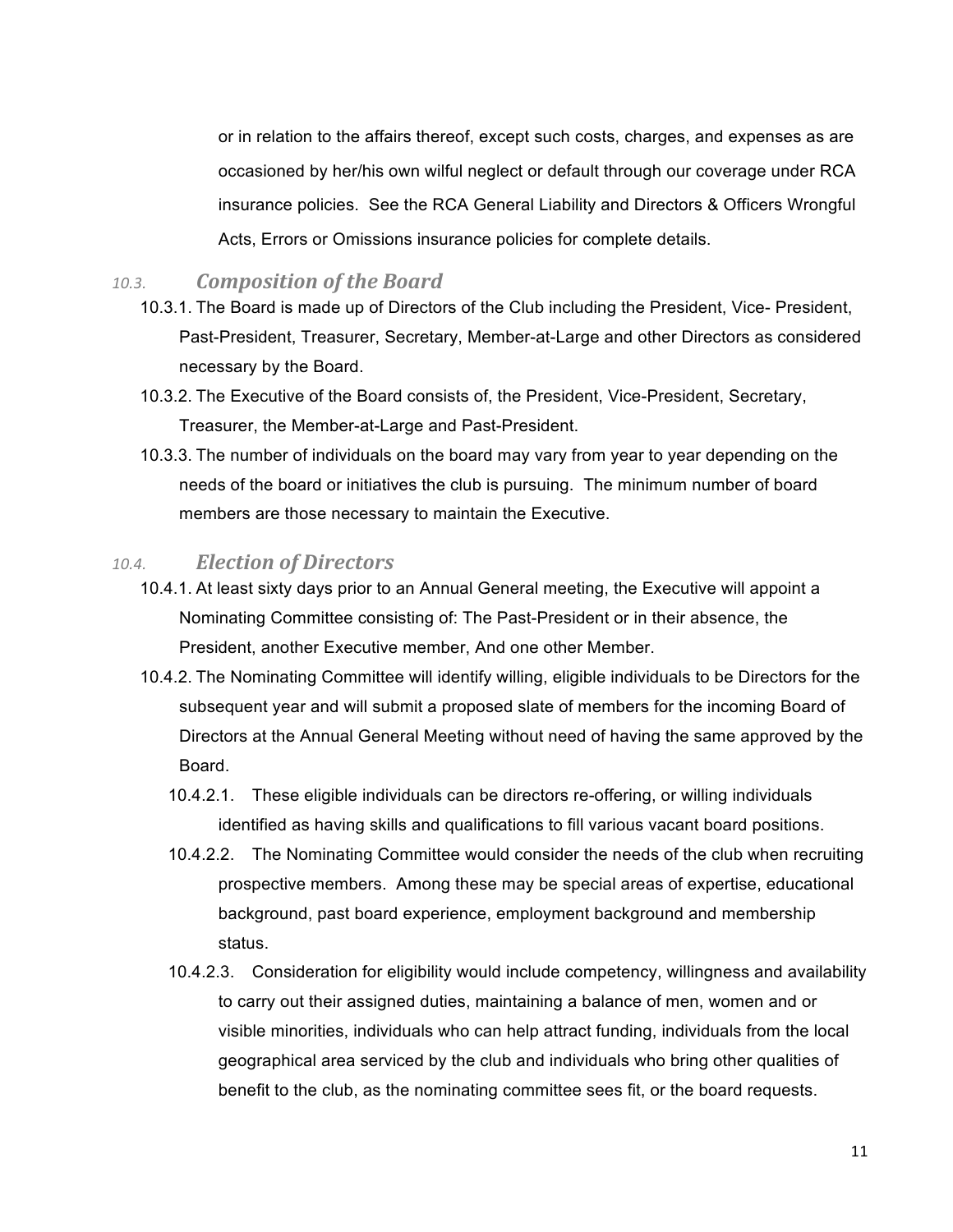or in relation to the affairs thereof, except such costs, charges, and expenses as are occasioned by her/his own wilful neglect or default through our coverage under RCA insurance policies. See the RCA General Liability and Directors & Officers Wrongful Acts, Errors or Omissions insurance policies for complete details.

### 10.3. *Composition of the Board*

10.3.1. The Board is made up of Directors of the Club including the President, Vice- President, Past-President, Treasurer, Secretary, Member-at-Large and other Directors as considered necessary by the Board.

10.3.2. The Executive of the Board consists of, the President, Vice-President, Secretary, Treasurer, the Member-at-Large and Past-President.

10.3.3. The number of individuals on the board may vary from year to year depending on the needs of the board or initiatives the club is pursuing. The minimum number of board members are those necessary to maintain the Executive.

### 10.4. *Election of Directors*

10.4.1. At least sixty days prior to an Annual General meeting, the Executive will appoint a Nominating Committee consisting of: The Past-President or in their absence, the President, another Executive member, And one other Member.

10.4.2. The Nominating Committee will identify willing, eligible individuals to be Directors for the subsequent year and will submit a proposed slate of members for the incoming Board of Directors at the Annual General Meeting without need of having the same approved by the Board.

10.4.2.1. These eligible individuals can be directors re-offering, or willing individuals identified as having skills and qualifications to fill various vacant board positions.

10.4.2.2. The Nominating Committee would consider the needs of the club when recruiting prospective members. Among these may be special areas of expertise, educational background, past board experience, employment background and membership status.

10.4.2.3. Consideration for eligibility would include competency, willingness and availability to carry out their assigned duties, maintaining a balance of men, women and or visible minorities, individuals who can help attract funding, individuals from the local geographical area serviced by the club and individuals who bring other qualities of benefit to the club, as the nominating committee sees fit, or the board requests.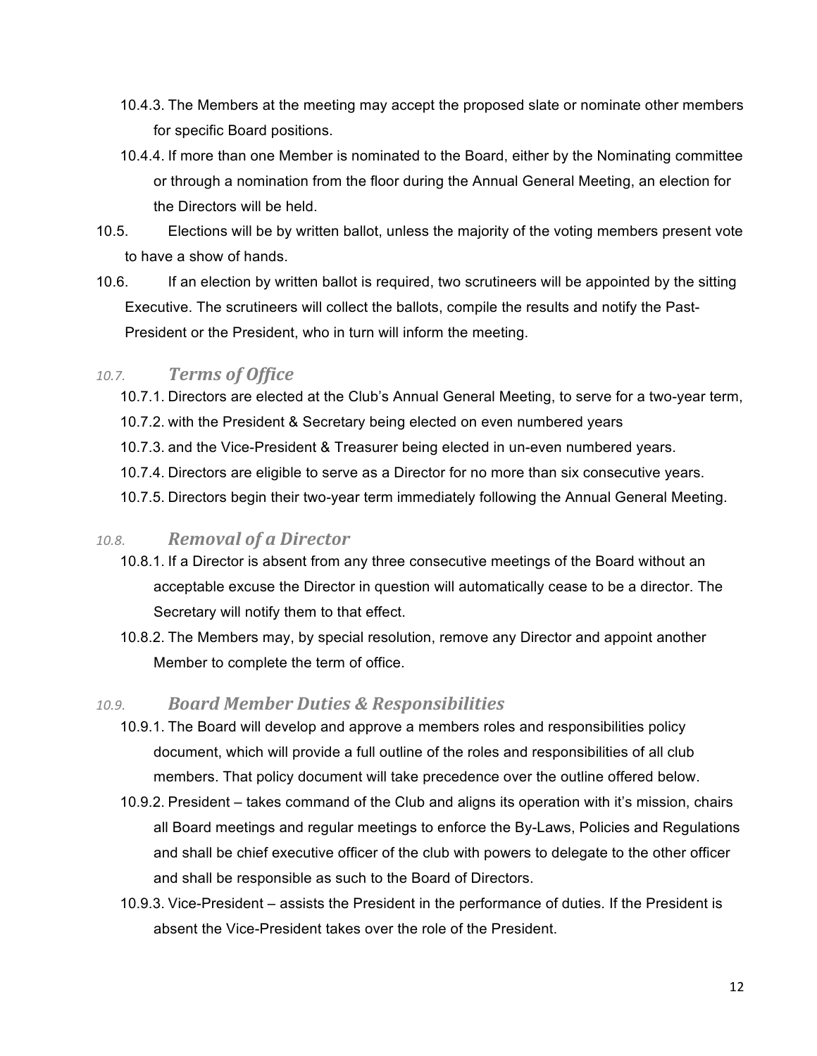10.4.3. The Members at the meeting may accept the proposed slate or nominate other members for specific Board positions.

10.4.4. If more than one Member is nominated to the Board, either by the Nominating committee or through a nomination from the floor during the Annual General Meeting, an election for the Directors will be held.

10.5. Elections will be by written ballot, unless the majority of the voting members present vote to have a show of hands.

10.6. If an election by written ballot is required, two scrutineers will be appointed by the sitting Executive. The scrutineers will collect the ballots, compile the results and notify the Past-President or the President, who in turn will inform the meeting.

### *10.7. Terms of Office*

10.7.1. Directors are elected at the Club's Annual General Meeting, to serve for a two-year term,

10.7.2. with the President & Secretary being elected on even numbered years

10.7.3. and the Vice-President & Treasurer being elected in un-even numbered years.

10.7.4. Directors are eligible to serve as a Director for no more than six consecutive years.

10.7.5. Directors begin their two-year term immediately following the Annual General Meeting.

### *10.8. Removal of a Director*

10.8.1. If a Director is absent from any three consecutive meetings of the Board without an acceptable excuse the Director in question will automatically cease to be a director. The Secretary will notify them to that effect.

10.8.2. The Members may, by special resolution, remove any Director and appoint another Member to complete the term of office.

### *10.9. Board Member Duties & Responsibilities*

10.9.1. The Board will develop and approve a members roles and responsibilities policy document, which will provide a full outline of the roles and responsibilities of all club members. That policy document will take precedence over the outline offered below.

10.9.2. President – takes command of the Club and aligns its operation with it's mission, chairs all Board meetings and regular meetings to enforce the By-Laws, Policies and Regulations and shall be chief executive officer of the club with powers to delegate to the other officer and shall be responsible as such to the Board of Directors.

10.9.3. Vice-President – assists the President in the performance of duties. If the President is absent the Vice-President takes over the role of the President.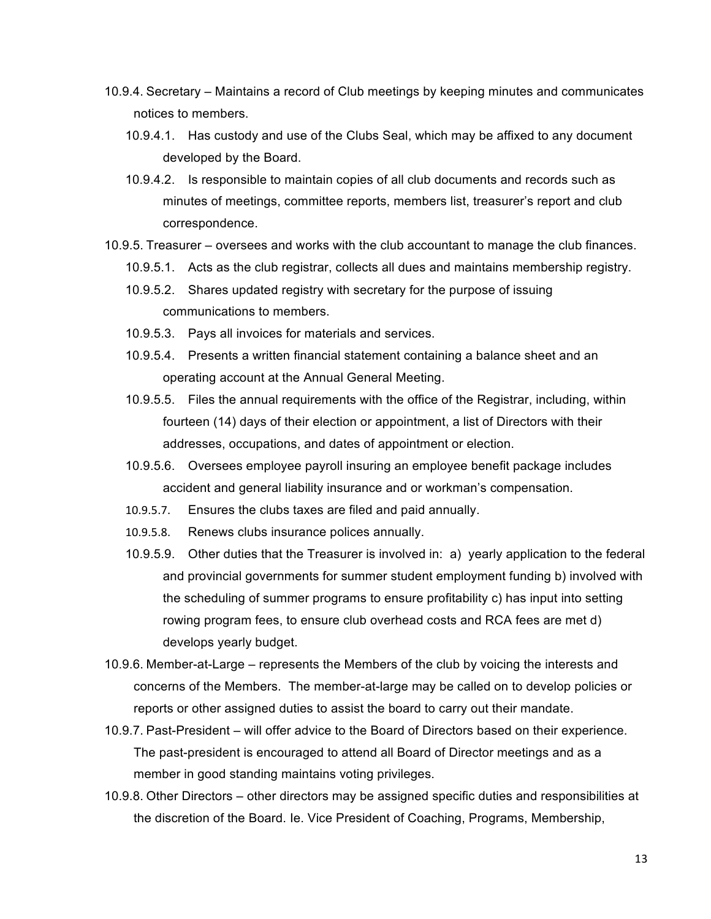- 10.9.4. Secretary – Maintains a record of Club meetings by keeping minutes and communicates notices to members.
  - 10.9.4.1. Has custody and use of the Clubs Seal, which may be affixed to any document developed by the Board.
  - 10.9.4.2. Is responsible to maintain copies of all club documents and records such as minutes of meetings, committee reports, members list, treasurer's report and club correspondence.
- 10.9.5. Treasurer – oversees and works with the club accountant to manage the club finances.
  - 10.9.5.1. Acts as the club registrar, collects all dues and maintains membership registry.
  - 10.9.5.2. Shares updated registry with secretary for the purpose of issuing communications to members.
  - 10.9.5.3. Pays all invoices for materials and services.
  - 10.9.5.4. Presents a written financial statement containing a balance sheet and an operating account at the Annual General Meeting.
  - 10.9.5.5. Files the annual requirements with the office of the Registrar, including, within fourteen (14) days of their election or appointment, a list of Directors with their addresses, occupations, and dates of appointment or election.
  - 10.9.5.6. Oversees employee payroll insuring an employee benefit package includes accident and general liability insurance and or workman's compensation.
  - 10.9.5.7. Ensures the clubs taxes are filed and paid annually.
  - 10.9.5.8. Renews clubs insurance polices annually.
  - 10.9.5.9. Other duties that the Treasurer is involved in: a) yearly application to the federal and provincial governments for summer student employment funding b) involved with the scheduling of summer programs to ensure profitability c) has input into setting rowing program fees, to ensure club overhead costs and RCA fees are met d) develops yearly budget.
- 10.9.6. Member-at-Large – represents the Members of the club by voicing the interests and concerns of the Members. The member-at-large may be called on to develop policies or reports or other assigned duties to assist the board to carry out their mandate.
- 10.9.7. Past-President – will offer advice to the Board of Directors based on their experience. The past-president is encouraged to attend all Board of Director meetings and as a member in good standing maintains voting privileges.
- 10.9.8. Other Directors – other directors may be assigned specific duties and responsibilities at the discretion of the Board. Ie. Vice President of Coaching, Programs, Membership,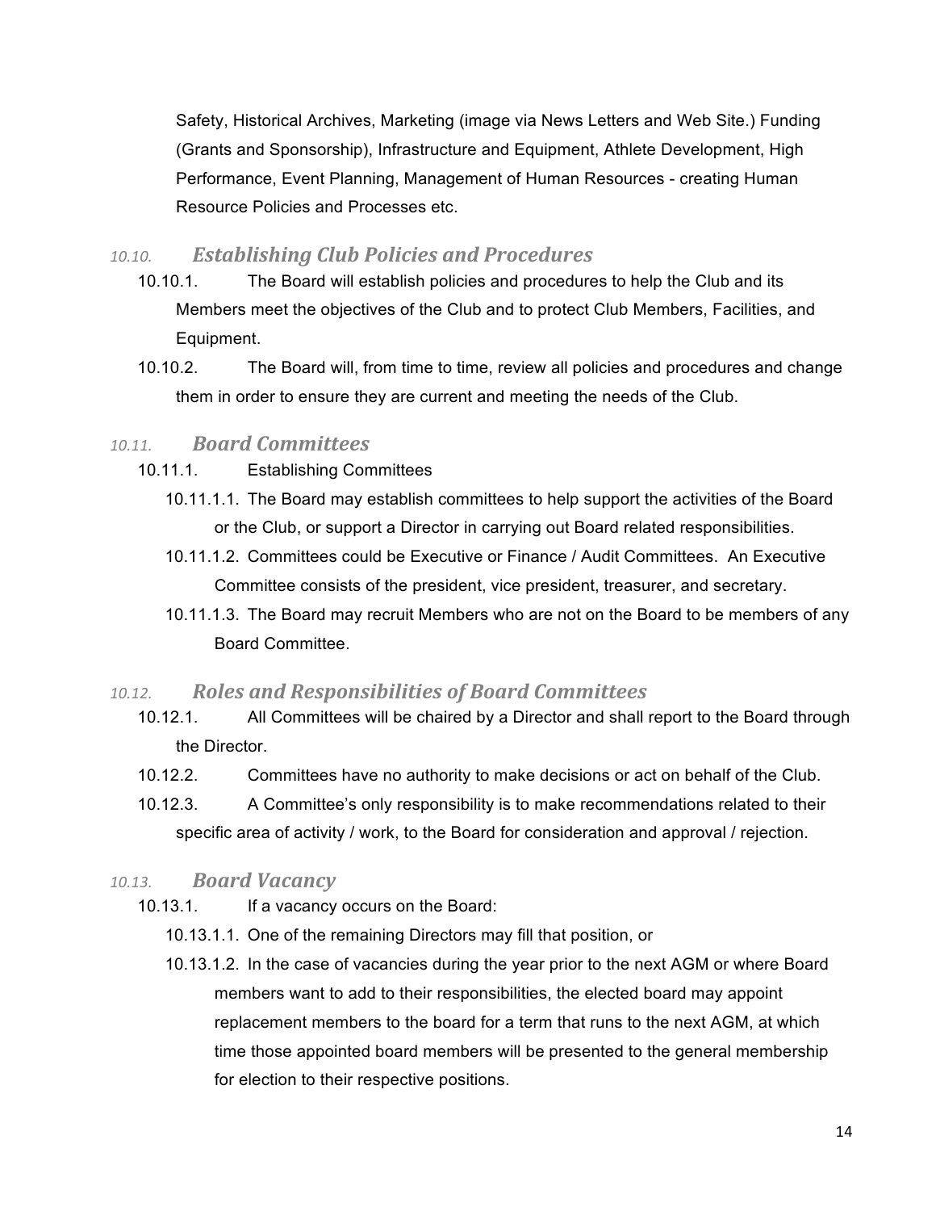Safety, Historical Archives, Marketing (image via News Letters and Web Site.) Funding (Grants and Sponsorship), Infrastructure and Equipment, Athlete Development, High Performance, Event Planning, Management of Human Resources - creating Human Resource Policies and Processes etc.

### *10.10. Establishing Club Policies and Procedures*

10.10.1. The Board will establish policies and procedures to help the Club and its Members meet the objectives of the Club and to protect Club Members, Facilities, and Equipment.

10.10.2. The Board will, from time to time, review all policies and procedures and change them in order to ensure they are current and meeting the needs of the Club.

### *10.11. Board Committees*

10.11.1. Establishing Committees

10.11.1.1. The Board may establish committees to help support the activities of the Board or the Club, or support a Director in carrying out Board related responsibilities.

10.11.1.2. Committees could be Executive or Finance / Audit Committees. An Executive Committee consists of the president, vice president, treasurer, and secretary.

10.11.1.3. The Board may recruit Members who are not on the Board to be members of any Board Committee.

### *10.12. Roles and Responsibilities of Board Committees*

10.12.1. All Committees will be chaired by a Director and shall report to the Board through the Director.

10.12.2. Committees have no authority to make decisions or act on behalf of the Club.

10.12.3. A Committee's only responsibility is to make recommendations related to their specific area of activity / work, to the Board for consideration and approval / rejection.

### *10.13. Board Vacancy*

10.13.1. If a vacancy occurs on the Board:

10.13.1.1. One of the remaining Directors may fill that position, or

10.13.1.2. In the case of vacancies during the year prior to the next AGM or where Board members want to add to their responsibilities, the elected board may appoint replacement members to the board for a term that runs to the next AGM, at which time those appointed board members will be presented to the general membership for election to their respective positions.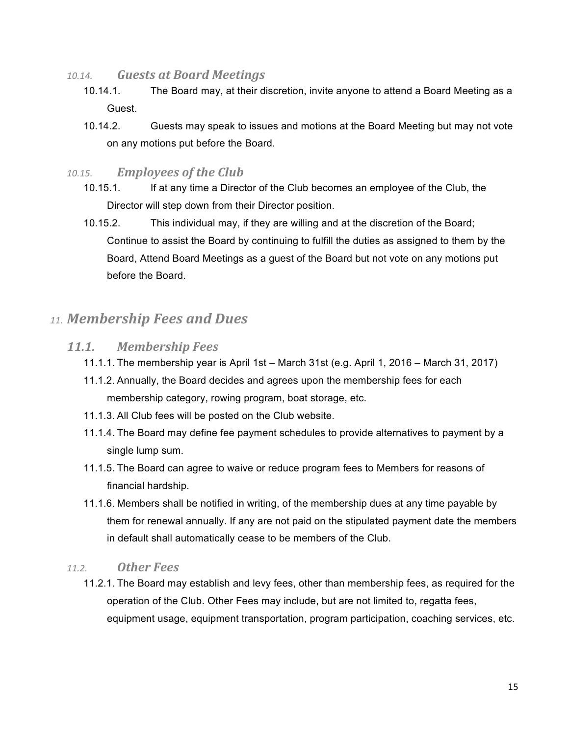### *10.14. Guests at Board Meetings*

10.14.1. The Board may, at their discretion, invite anyone to attend a Board Meeting as a Guest.

10.14.2. Guests may speak to issues and motions at the Board Meeting but may not vote on any motions put before the Board.

### *10.15. Employees of the Club*

10.15.1. If at any time a Director of the Club becomes an employee of the Club, the Director will step down from their Director position.

10.15.2. This individual may, if they are willing and at the discretion of the Board; Continue to assist the Board by continuing to fulfill the duties as assigned to them by the Board, Attend Board Meetings as a guest of the Board but not vote on any motions put before the Board.

# *11. Membership Fees and Dues*

## *11.1. Membership Fees*

11.1.1. The membership year is April 1st – March 31st (e.g. April 1, 2016 – March 31, 2017)

11.1.2. Annually, the Board decides and agrees upon the membership fees for each membership category, rowing program, boat storage, etc.

11.1.3. All Club fees will be posted on the Club website.

11.1.4. The Board may define fee payment schedules to provide alternatives to payment by a single lump sum.

11.1.5. The Board can agree to waive or reduce program fees to Members for reasons of financial hardship.

11.1.6. Members shall be notified in writing, of the membership dues at any time payable by them for renewal annually. If any are not paid on the stipulated payment date the members in default shall automatically cease to be members of the Club.

### *11.2. Other Fees*

11.2.1. The Board may establish and levy fees, other than membership fees, as required for the operation of the Club. Other Fees may include, but are not limited to, regatta fees, equipment usage, equipment transportation, program participation, coaching services, etc.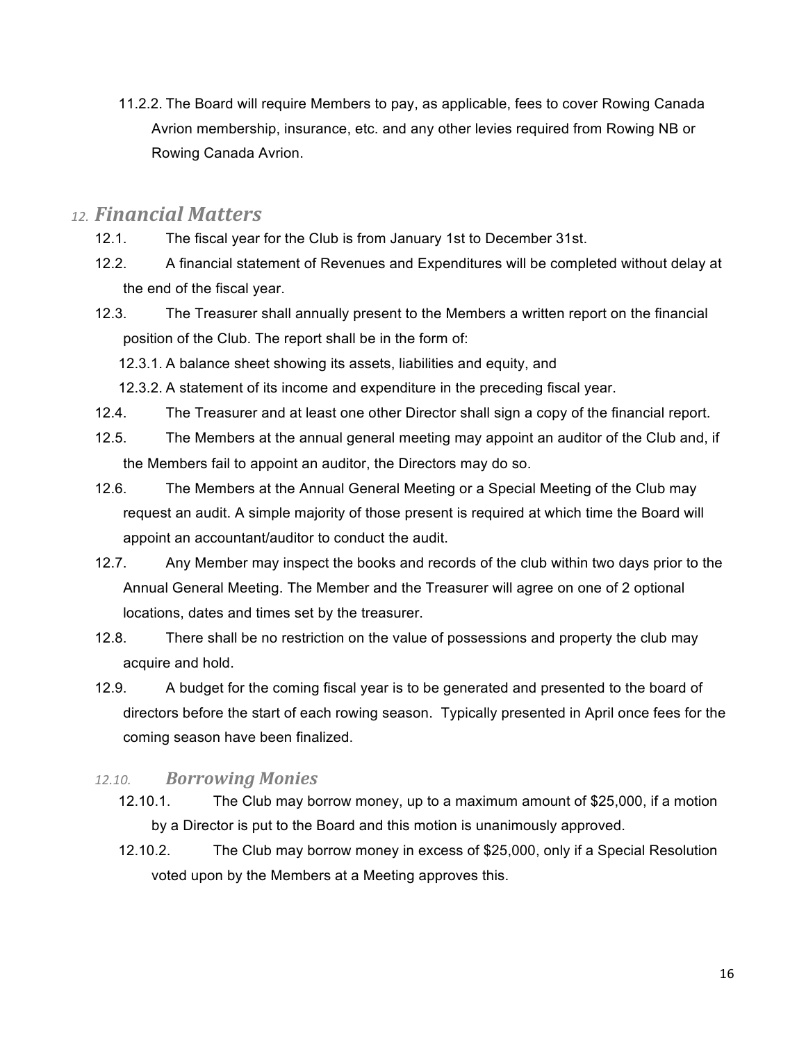11.2.2. The Board will require Members to pay, as applicable, fees to cover Rowing Canada Avrion membership, insurance, etc. and any other levies required from Rowing NB or Rowing Canada Avrion.

## 12. *Financial Matters*

12.1. The fiscal year for the Club is from January 1st to December 31st.

12.2. A financial statement of Revenues and Expenditures will be completed without delay at the end of the fiscal year.

12.3. The Treasurer shall annually present to the Members a written report on the financial position of the Club. The report shall be in the form of:

12.3.1. A balance sheet showing its assets, liabilities and equity, and

12.3.2. A statement of its income and expenditure in the preceding fiscal year.

12.4. The Treasurer and at least one other Director shall sign a copy of the financial report.

12.5. The Members at the annual general meeting may appoint an auditor of the Club and, if the Members fail to appoint an auditor, the Directors may do so.

12.6. The Members at the Annual General Meeting or a Special Meeting of the Club may request an audit. A simple majority of those present is required at which time the Board will appoint an accountant/auditor to conduct the audit.

12.7. Any Member may inspect the books and records of the club within two days prior to the Annual General Meeting. The Member and the Treasurer will agree on one of 2 optional locations, dates and times set by the treasurer.

12.8. There shall be no restriction on the value of possessions and property the club may acquire and hold.

12.9. A budget for the coming fiscal year is to be generated and presented to the board of directors before the start of each rowing season. Typically presented in April once fees for the coming season have been finalized.

### 12.10. *Borrowing Monies*

12.10.1. The Club may borrow money, up to a maximum amount of $25,000, if a motion by a Director is put to the Board and this motion is unanimously approved.

12.10.2. The Club may borrow money in excess of $25,000, only if a Special Resolution voted upon by the Members at a Meeting approves this.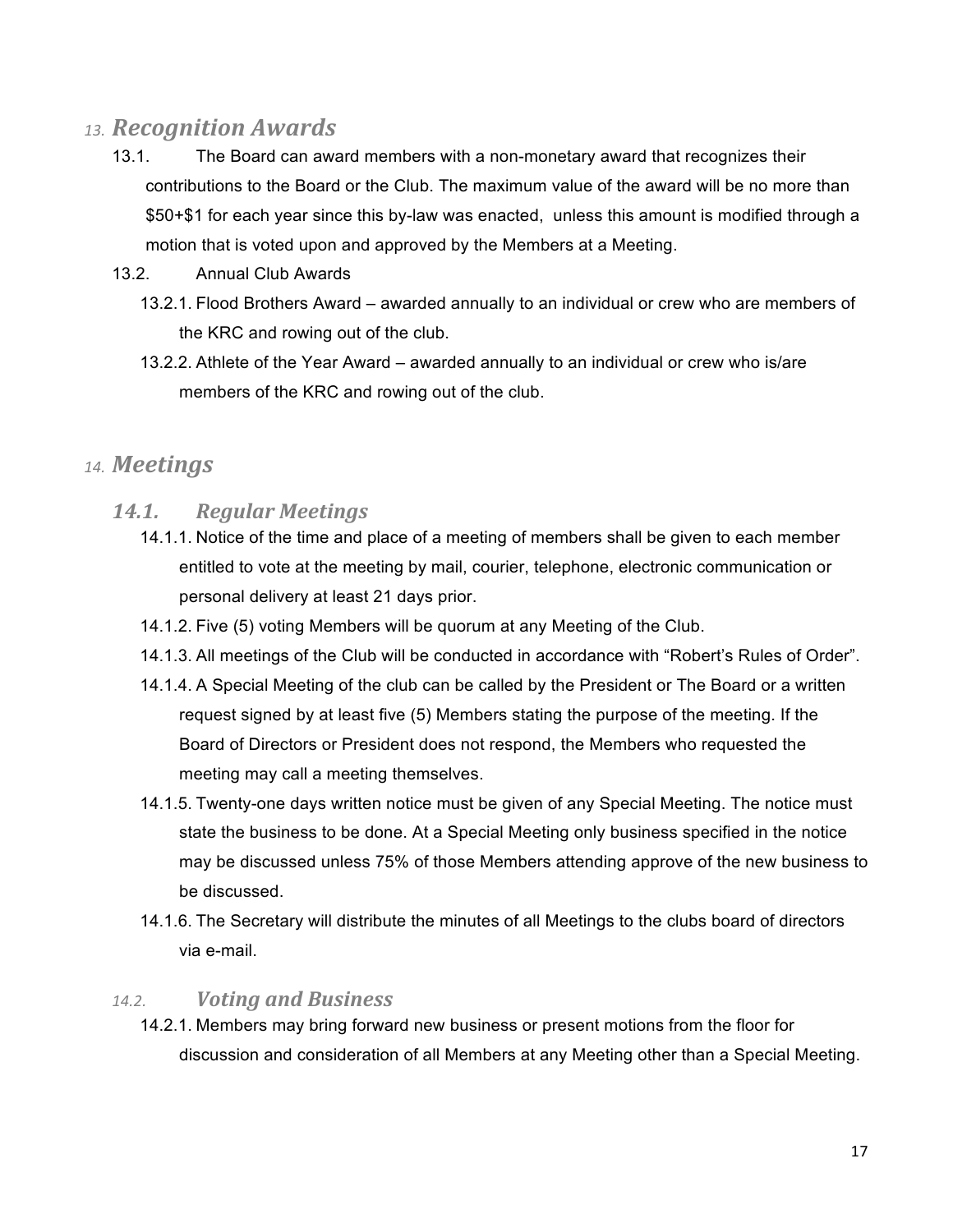## 13. *Recognition Awards*

13.1. The Board can award members with a non-monetary award that recognizes their contributions to the Board or the Club. The maximum value of the award will be no more than $50+$1 for each year since this by-law was enacted,  unless this amount is modified through a motion that is voted upon and approved by the Members at a Meeting.

13.2. Annual Club Awards

13.2.1. Flood Brothers Award – awarded annually to an individual or crew who are members of the KRC and rowing out of the club.

13.2.2. Athlete of the Year Award – awarded annually to an individual or crew who is/are members of the KRC and rowing out of the club.

## 14. *Meetings*

### 14.1. *Regular Meetings*

14.1.1. Notice of the time and place of a meeting of members shall be given to each member entitled to vote at the meeting by mail, courier, telephone, electronic communication or personal delivery at least 21 days prior.

14.1.2. Five (5) voting Members will be quorum at any Meeting of the Club.

14.1.3. All meetings of the Club will be conducted in accordance with "Robert's Rules of Order".

14.1.4. A Special Meeting of the club can be called by the President or The Board or a written request signed by at least five (5) Members stating the purpose of the meeting. If the Board of Directors or President does not respond, the Members who requested the meeting may call a meeting themselves.

14.1.5. Twenty-one days written notice must be given of any Special Meeting. The notice must state the business to be done. At a Special Meeting only business specified in the notice may be discussed unless 75% of those Members attending approve of the new business to be discussed.

14.1.6. The Secretary will distribute the minutes of all Meetings to the clubs board of directors via e-mail.

### 14.2. *Voting and Business*

14.2.1. Members may bring forward new business or present motions from the floor for discussion and consideration of all Members at any Meeting other than a Special Meeting.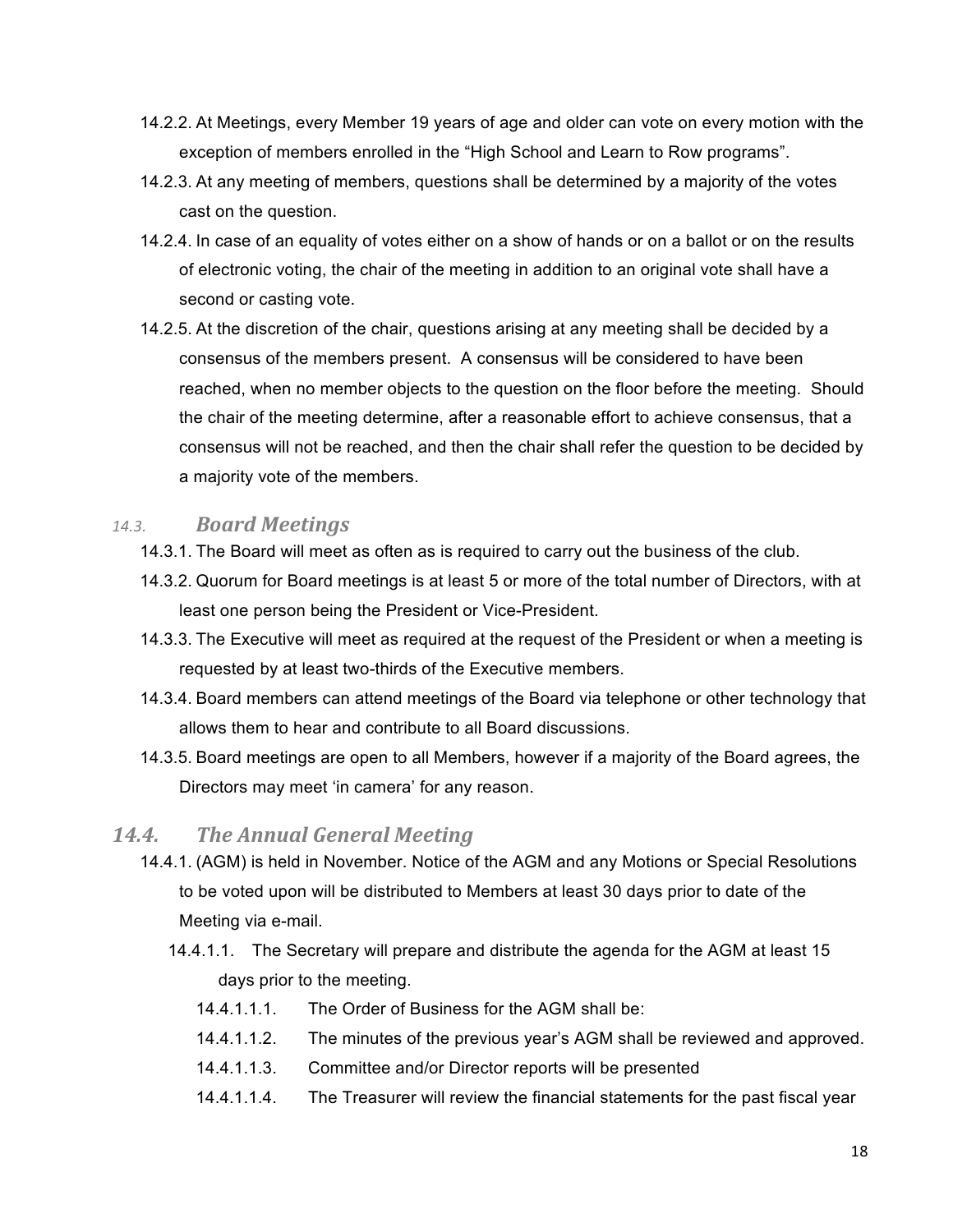14.2.2. At Meetings, every Member 19 years of age and older can vote on every motion with the exception of members enrolled in the “High School and Learn to Row programs”.

14.2.3. At any meeting of members, questions shall be determined by a majority of the votes cast on the question.

14.2.4. In case of an equality of votes either on a show of hands or on a ballot or on the results of electronic voting, the chair of the meeting in addition to an original vote shall have a second or casting vote.

14.2.5. At the discretion of the chair, questions arising at any meeting shall be decided by a consensus of the members present. A consensus will be considered to have been reached, when no member objects to the question on the floor before the meeting. Should the chair of the meeting determine, after a reasonable effort to achieve consensus, that a consensus will not be reached, and then the chair shall refer the question to be decided by a majority vote of the members.

### 14.3. *Board Meetings*

14.3.1. The Board will meet as often as is required to carry out the business of the club.

14.3.2. Quorum for Board meetings is at least 5 or more of the total number of Directors, with at least one person being the President or Vice-President.

14.3.3. The Executive will meet as required at the request of the President or when a meeting is requested by at least two-thirds of the Executive members.

14.3.4. Board members can attend meetings of the Board via telephone or other technology that allows them to hear and contribute to all Board discussions.

14.3.5. Board meetings are open to all Members, however if a majority of the Board agrees, the Directors may meet ‘in camera’ for any reason.

## 14.4. *The Annual General Meeting*

14.4.1. (AGM) is held in November. Notice of the AGM and any Motions or Special Resolutions to be voted upon will be distributed to Members at least 30 days prior to date of the Meeting via e-mail.

14.4.1.1. The Secretary will prepare and distribute the agenda for the AGM at least 15 days prior to the meeting.

14.4.1.1.1. The Order of Business for the AGM shall be:

14.4.1.1.2. The minutes of the previous year’s AGM shall be reviewed and approved.

14.4.1.1.3. Committee and/or Director reports will be presented

14.4.1.1.4. The Treasurer will review the financial statements for the past fiscal year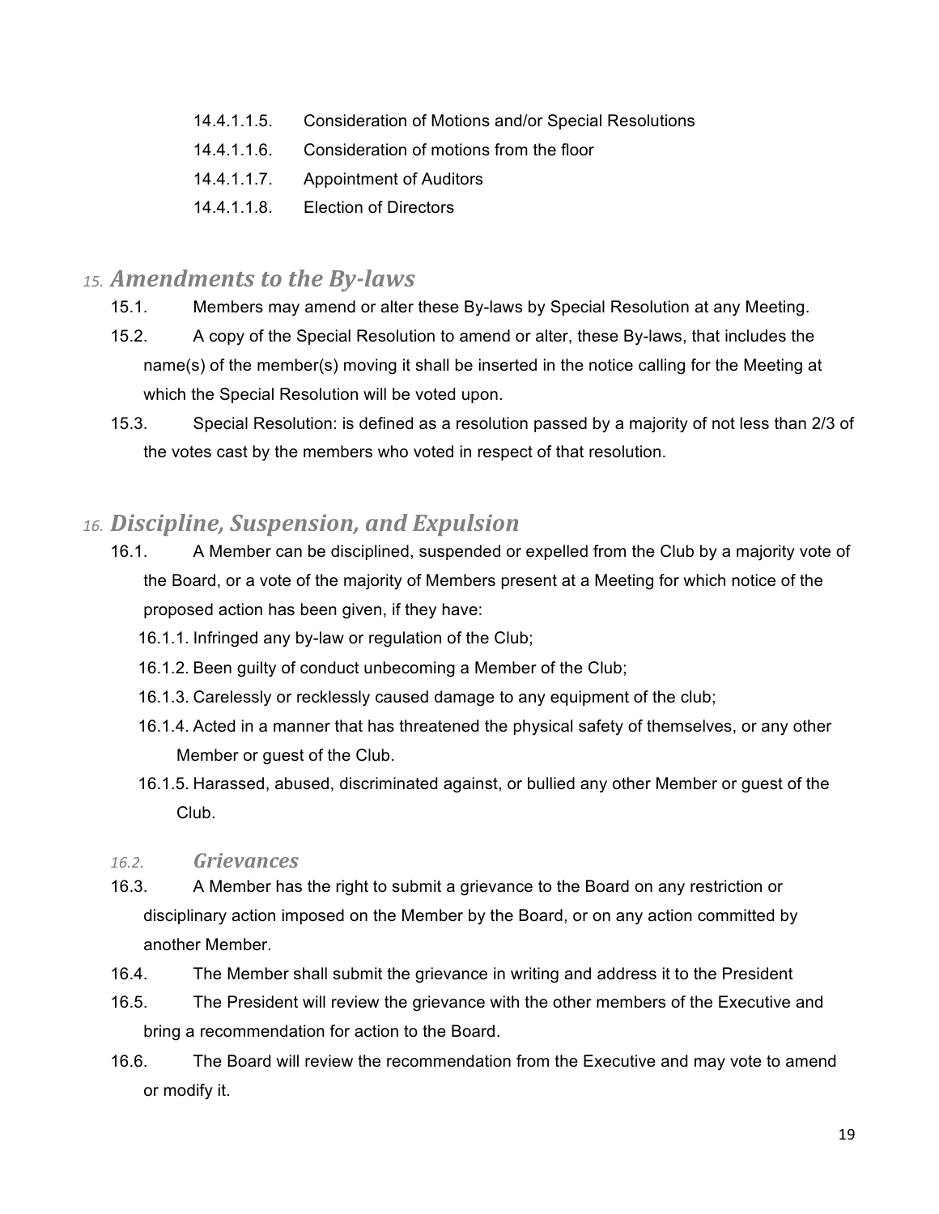14.4.1.1.5. Consideration of Motions and/or Special Resolutions

14.4.1.1.6. Consideration of motions from the floor

14.4.1.1.7. Appointment of Auditors

14.4.1.1.8. Election of Directors

## 15. *Amendments to the By-laws*

15.1. Members may amend or alter these By-laws by Special Resolution at any Meeting.

15.2. A copy of the Special Resolution to amend or alter, these By-laws, that includes the name(s) of the member(s) moving it shall be inserted in the notice calling for the Meeting at which the Special Resolution will be voted upon.

15.3. Special Resolution: is defined as a resolution passed by a majority of not less than 2/3 of the votes cast by the members who voted in respect of that resolution.

## 16. *Discipline, Suspension, and Expulsion*

16.1. A Member can be disciplined, suspended or expelled from the Club by a majority vote of the Board, or a vote of the majority of Members present at a Meeting for which notice of the proposed action has been given, if they have:

- 16.1.1. Infringed any by-law or regulation of the Club;
- 16.1.2. Been guilty of conduct unbecoming a Member of the Club;
- 16.1.3. Carelessly or recklessly caused damage to any equipment of the club;
- 16.1.4. Acted in a manner that has threatened the physical safety of themselves, or any other Member or guest of the Club.
- 16.1.5. Harassed, abused, discriminated against, or bullied any other Member or guest of the Club.

### 16.2. *Grievances*

16.3. A Member has the right to submit a grievance to the Board on any restriction or disciplinary action imposed on the Member by the Board, or on any action committed by another Member.

16.4. The Member shall submit the grievance in writing and address it to the President

16.5. The President will review the grievance with the other members of the Executive and bring a recommendation for action to the Board.

16.6. The Board will review the recommendation from the Executive and may vote to amend or modify it.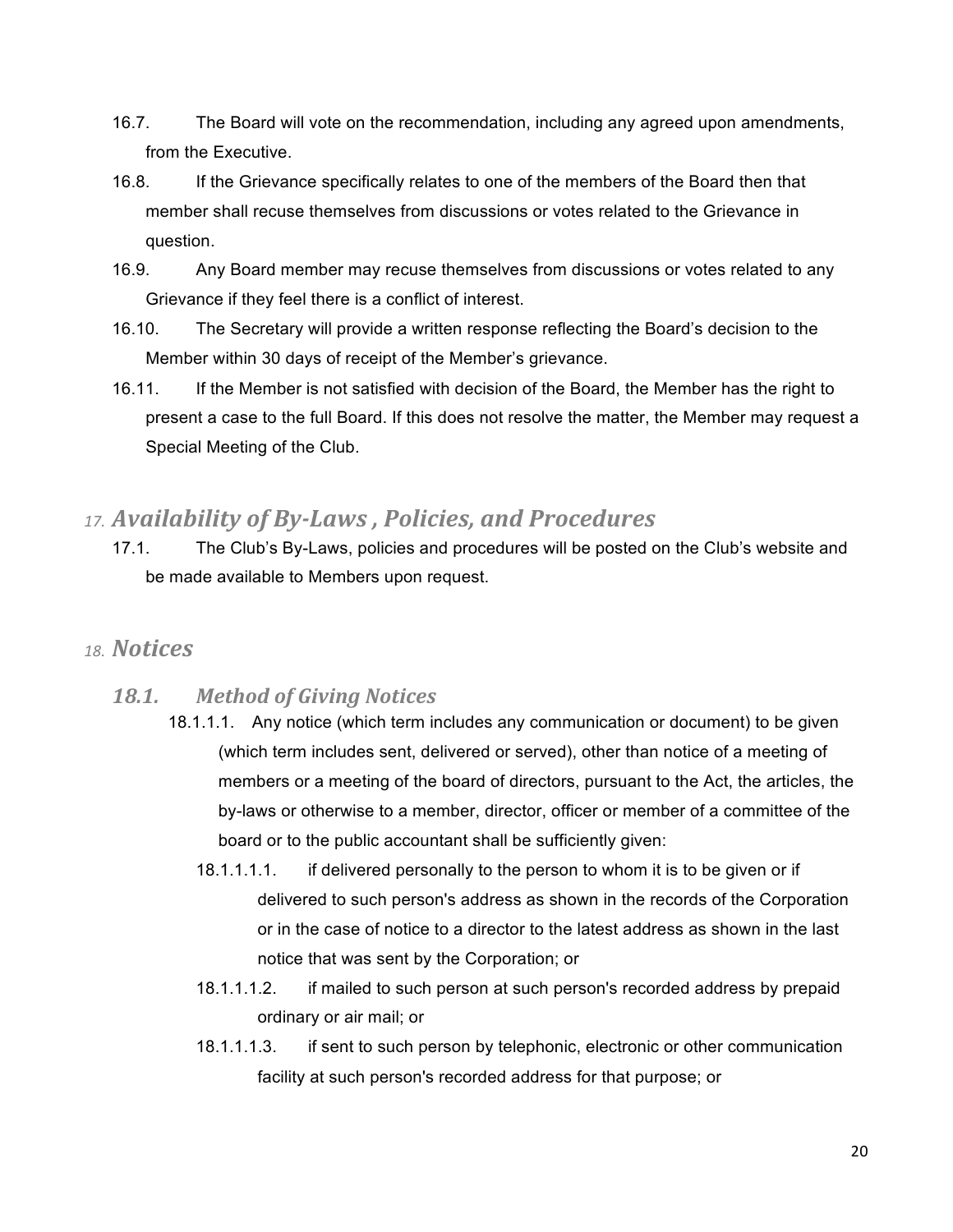16.7. The Board will vote on the recommendation, including any agreed upon amendments, from the Executive.

16.8. If the Grievance specifically relates to one of the members of the Board then that member shall recuse themselves from discussions or votes related to the Grievance in question.

16.9. Any Board member may recuse themselves from discussions or votes related to any Grievance if they feel there is a conflict of interest.

16.10. The Secretary will provide a written response reflecting the Board's decision to the Member within 30 days of receipt of the Member's grievance.

16.11. If the Member is not satisfied with decision of the Board, the Member has the right to present a case to the full Board. If this does not resolve the matter, the Member may request a Special Meeting of the Club.

## 17. *Availability of By-Laws , Policies, and Procedures*

17.1. The Club's By-Laws, policies and procedures will be posted on the Club's website and be made available to Members upon request.

## 18. *Notices*

### 18.1. *Method of Giving Notices*

18.1.1.1. Any notice (which term includes any communication or document) to be given (which term includes sent, delivered or served), other than notice of a meeting of members or a meeting of the board of directors, pursuant to the Act, the articles, the by-laws or otherwise to a member, director, officer or member of a committee of the board or to the public accountant shall be sufficiently given:

18.1.1.1.1. if delivered personally to the person to whom it is to be given or if delivered to such person's address as shown in the records of the Corporation or in the case of notice to a director to the latest address as shown in the last notice that was sent by the Corporation; or

18.1.1.1.2. if mailed to such person at such person's recorded address by prepaid ordinary or air mail; or

18.1.1.1.3. if sent to such person by telephonic, electronic or other communication facility at such person's recorded address for that purpose; or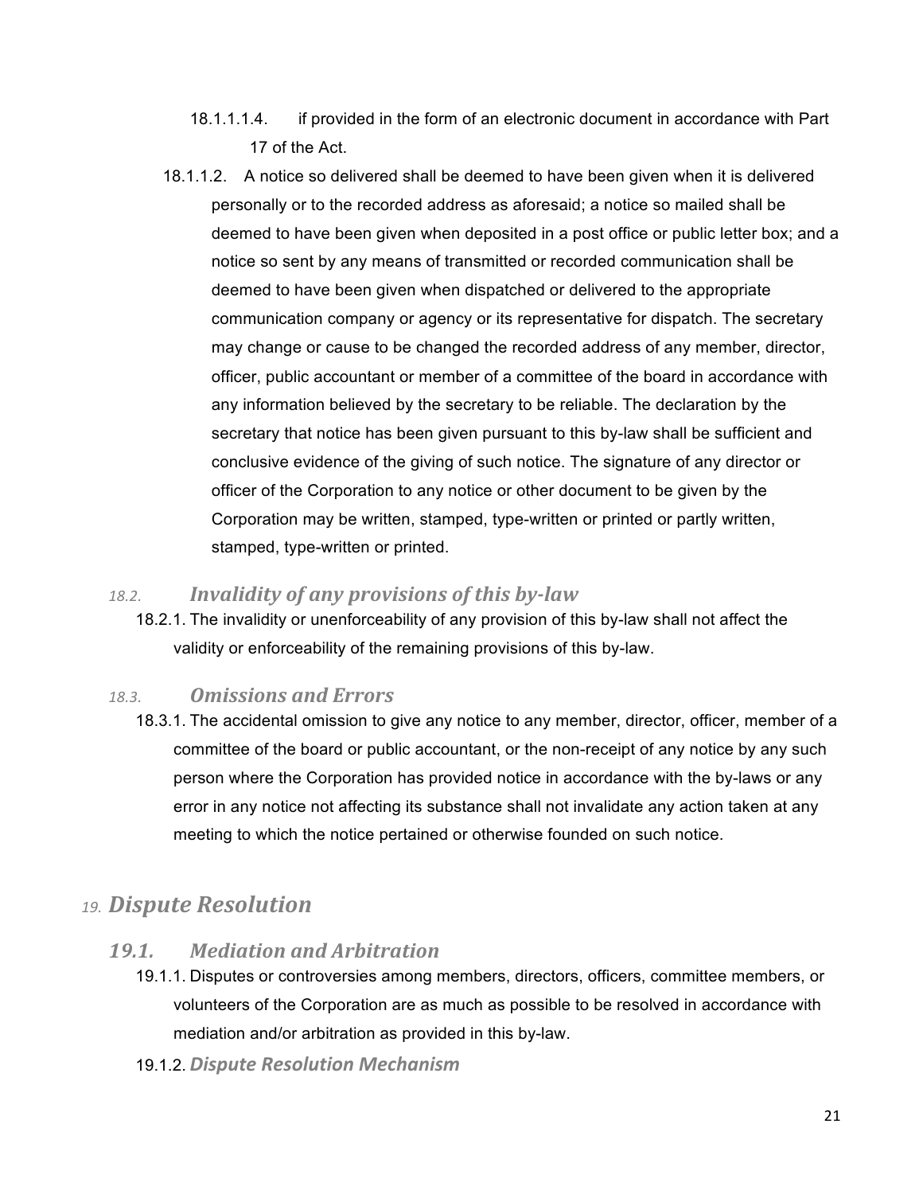18.1.1.1.4. if provided in the form of an electronic document in accordance with Part 17 of the Act.

18.1.1.2. A notice so delivered shall be deemed to have been given when it is delivered personally or to the recorded address as aforesaid; a notice so mailed shall be deemed to have been given when deposited in a post office or public letter box; and a notice so sent by any means of transmitted or recorded communication shall be deemed to have been given when dispatched or delivered to the appropriate communication company or agency or its representative for dispatch. The secretary may change or cause to be changed the recorded address of any member, director, officer, public accountant or member of a committee of the board in accordance with any information believed by the secretary to be reliable. The declaration by the secretary that notice has been given pursuant to this by-law shall be sufficient and conclusive evidence of the giving of such notice. The signature of any director or officer of the Corporation to any notice or other document to be given by the Corporation may be written, stamped, type-written or printed or partly written, stamped, type-written or printed.

### 18.2. *Invalidity of any provisions of this by-law*

18.2.1. The invalidity or unenforceability of any provision of this by-law shall not affect the validity or enforceability of the remaining provisions of this by-law.

### 18.3. *Omissions and Errors*

18.3.1. The accidental omission to give any notice to any member, director, officer, member of a committee of the board or public accountant, or the non-receipt of any notice by any such person where the Corporation has provided notice in accordance with the by-laws or any error in any notice not affecting its substance shall not invalidate any action taken at any meeting to which the notice pertained or otherwise founded on such notice.

## 19. *Dispute Resolution*

### 19.1. *Mediation and Arbitration*

19.1.1. Disputes or controversies among members, directors, officers, committee members, or volunteers of the Corporation are as much as possible to be resolved in accordance with mediation and/or arbitration as provided in this by-law.

19.1.2. ***Dispute Resolution Mechanism***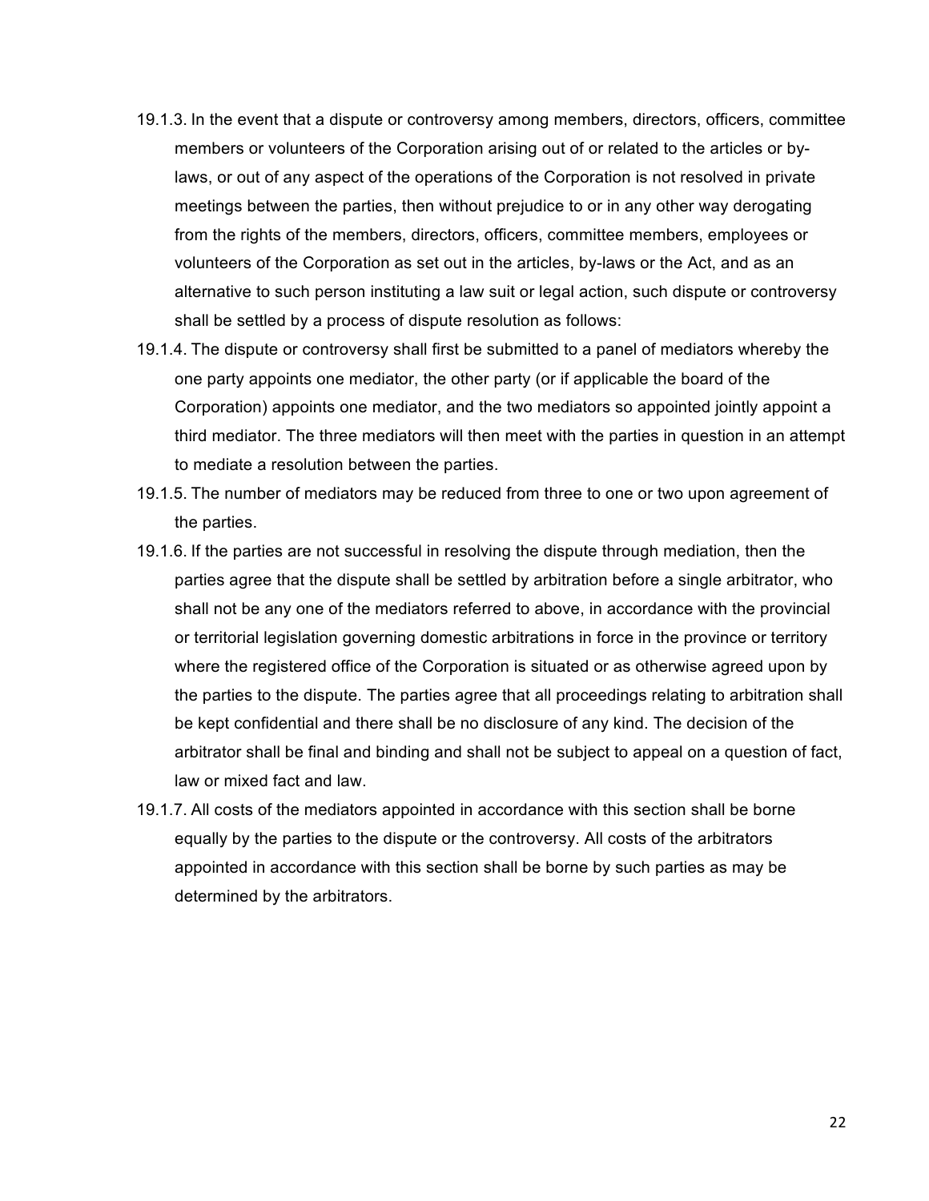19.1.3. In the event that a dispute or controversy among members, directors, officers, committee members or volunteers of the Corporation arising out of or related to the articles or by-laws, or out of any aspect of the operations of the Corporation is not resolved in private meetings between the parties, then without prejudice to or in any other way derogating from the rights of the members, directors, officers, committee members, employees or volunteers of the Corporation as set out in the articles, by-laws or the Act, and as an alternative to such person instituting a law suit or legal action, such dispute or controversy shall be settled by a process of dispute resolution as follows:

19.1.4. The dispute or controversy shall first be submitted to a panel of mediators whereby the one party appoints one mediator, the other party (or if applicable the board of the Corporation) appoints one mediator, and the two mediators so appointed jointly appoint a third mediator. The three mediators will then meet with the parties in question in an attempt to mediate a resolution between the parties.

19.1.5. The number of mediators may be reduced from three to one or two upon agreement of the parties.

19.1.6. If the parties are not successful in resolving the dispute through mediation, then the parties agree that the dispute shall be settled by arbitration before a single arbitrator, who shall not be any one of the mediators referred to above, in accordance with the provincial or territorial legislation governing domestic arbitrations in force in the province or territory where the registered office of the Corporation is situated or as otherwise agreed upon by the parties to the dispute. The parties agree that all proceedings relating to arbitration shall be kept confidential and there shall be no disclosure of any kind. The decision of the arbitrator shall be final and binding and shall not be subject to appeal on a question of fact, law or mixed fact and law.

19.1.7. All costs of the mediators appointed in accordance with this section shall be borne equally by the parties to the dispute or the controversy. All costs of the arbitrators appointed in accordance with this section shall be borne by such parties as may be determined by the arbitrators.